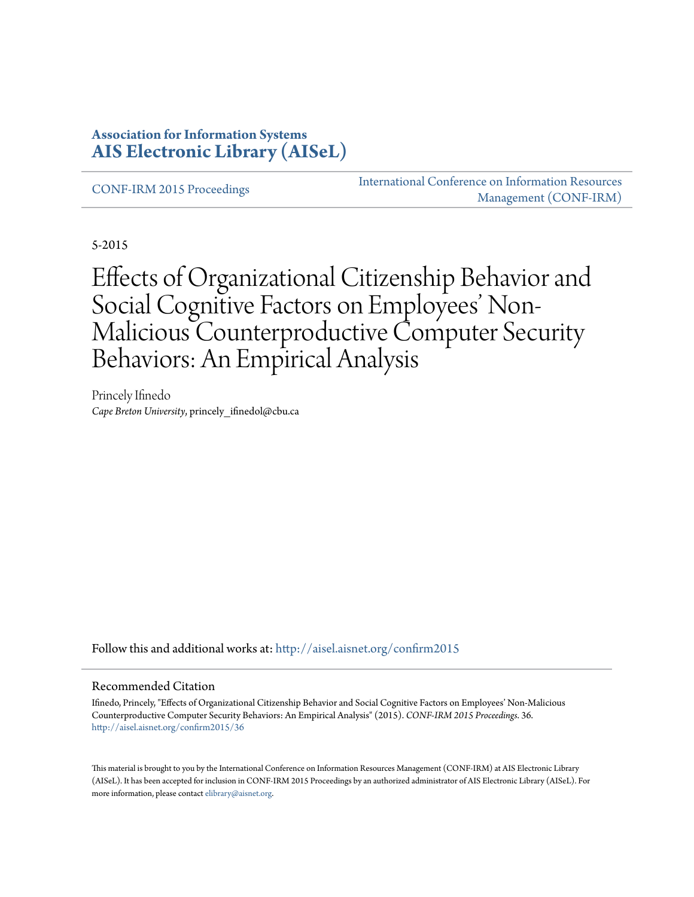**Association for Information Systems**
**AIS Electronic Library (AISeL)**

CONF-IRM 2015 Proceedings

International Conference on Information Resources Management (CONF-IRM)

5-2015

# Effects of Organizational Citizenship Behavior and Social Cognitive Factors on Employees' Non-Malicious Counterproductive Computer Security Behaviors: An Empirical Analysis

Princely Ifinedo
*Cape Breton University*, princely_ifinedol@cbu.ca

Follow this and additional works at: http://aisel.aisnet.org/confirm2015

## Recommended Citation

Ifinedo, Princely, "Effects of Organizational Citizenship Behavior and Social Cognitive Factors on Employees' Non-Malicious Counterproductive Computer Security Behaviors: An Empirical Analysis" (2015). *CONF-IRM 2015 Proceedings*. 36.
http://aisel.aisnet.org/confirm2015/36

This material is brought to you by the International Conference on Information Resources Management (CONF-IRM) at AIS Electronic Library (AISeL). It has been accepted for inclusion in CONF-IRM 2015 Proceedings by an authorized administrator of AIS Electronic Library (AISeL). For more information, please contact elibrary@aisnet.org.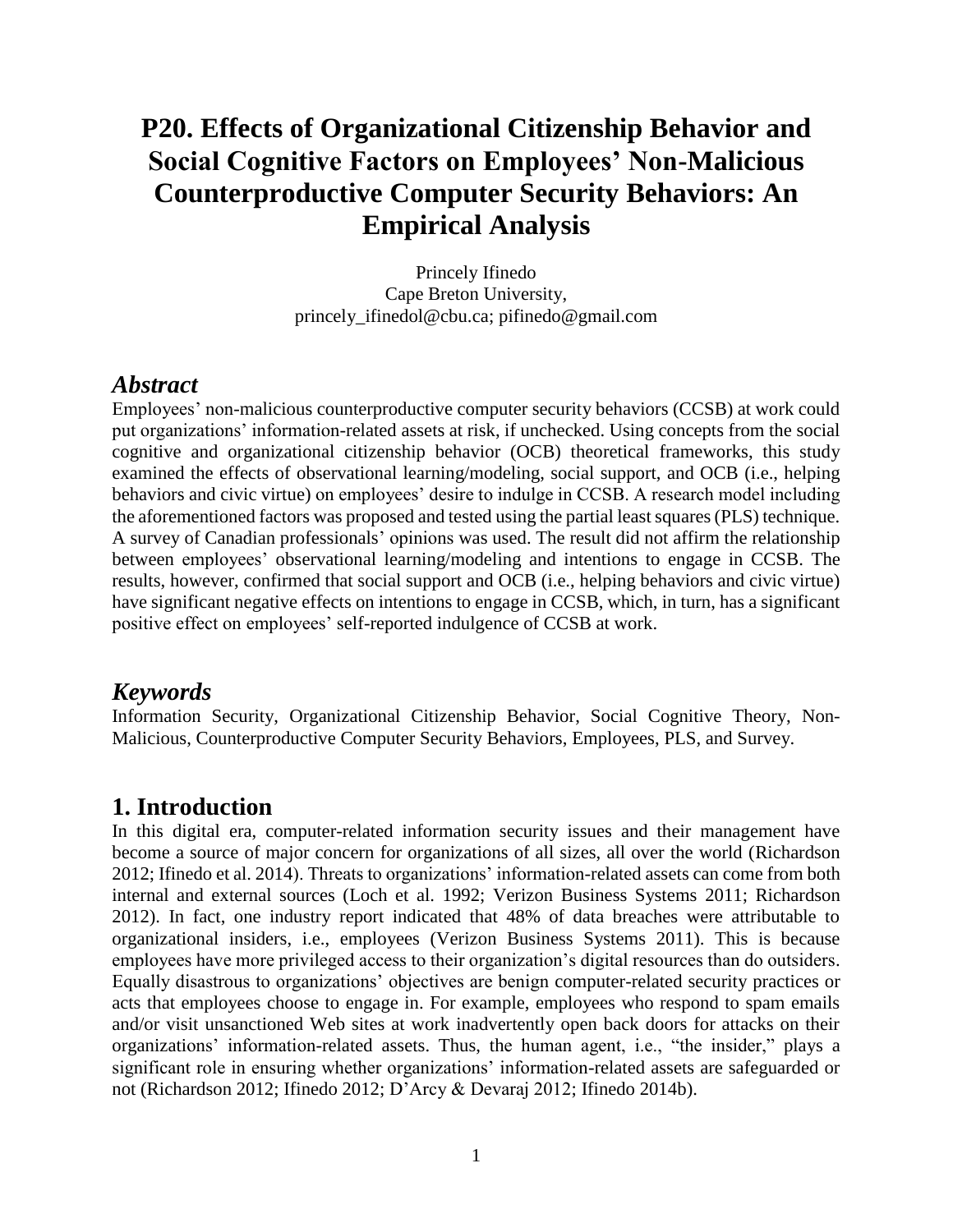# P20. Effects of Organizational Citizenship Behavior and Social Cognitive Factors on Employees' Non-Malicious Counterproductive Computer Security Behaviors: An Empirical Analysis

Princely Ifinedo
Cape Breton University,
princely_ifinedol@cbu.ca; pifinedo@gmail.com

## *Abstract*

Employees' non-malicious counterproductive computer security behaviors (CCSB) at work could put organizations' information-related assets at risk, if unchecked. Using concepts from the social cognitive and organizational citizenship behavior (OCB) theoretical frameworks, this study examined the effects of observational learning/modeling, social support, and OCB (i.e., helping behaviors and civic virtue) on employees' desire to indulge in CCSB. A research model including the aforementioned factors was proposed and tested using the partial least squares (PLS) technique. A survey of Canadian professionals' opinions was used. The result did not affirm the relationship between employees' observational learning/modeling and intentions to engage in CCSB. The results, however, confirmed that social support and OCB (i.e., helping behaviors and civic virtue) have significant negative effects on intentions to engage in CCSB, which, in turn, has a significant positive effect on employees' self-reported indulgence of CCSB at work.

## *Keywords*

Information Security, Organizational Citizenship Behavior, Social Cognitive Theory, Non-Malicious, Counterproductive Computer Security Behaviors, Employees, PLS, and Survey.

## 1. Introduction

In this digital era, computer-related information security issues and their management have become a source of major concern for organizations of all sizes, all over the world (Richardson 2012; Ifinedo et al. 2014). Threats to organizations' information-related assets can come from both internal and external sources (Loch et al. 1992; Verizon Business Systems 2011; Richardson 2012). In fact, one industry report indicated that 48% of data breaches were attributable to organizational insiders, i.e., employees (Verizon Business Systems 2011). This is because employees have more privileged access to their organization's digital resources than do outsiders. Equally disastrous to organizations' objectives are benign computer-related security practices or acts that employees choose to engage in. For example, employees who respond to spam emails and/or visit unsanctioned Web sites at work inadvertently open back doors for attacks on their organizations' information-related assets. Thus, the human agent, i.e., "the insider," plays a significant role in ensuring whether organizations' information-related assets are safeguarded or not (Richardson 2012; Ifinedo 2012; D'Arcy & Devaraj 2012; Ifinedo 2014b).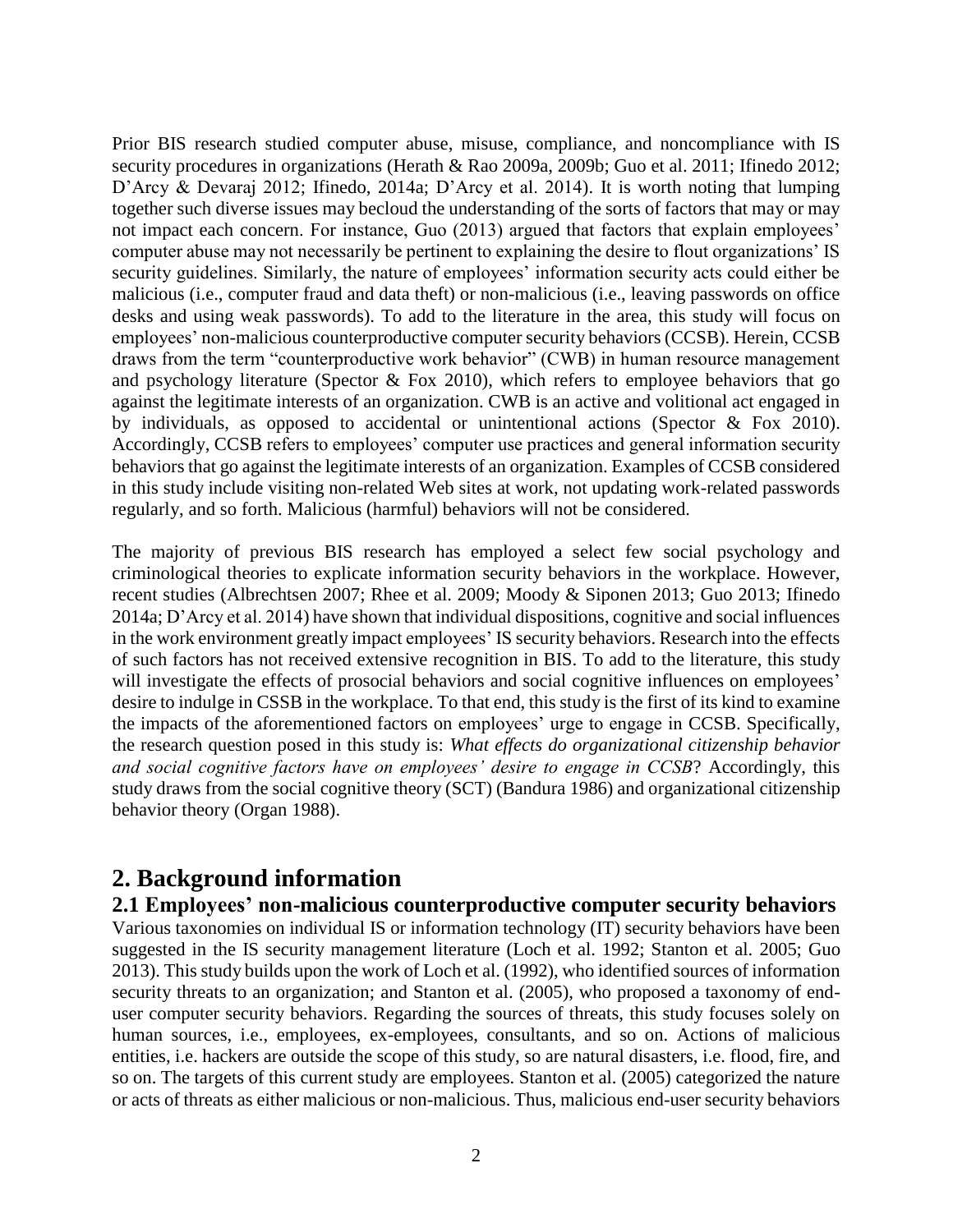Prior BIS research studied computer abuse, misuse, compliance, and noncompliance with IS security procedures in organizations (Herath & Rao 2009a, 2009b; Guo et al. 2011; Ifinedo 2012; D'Arcy & Devaraj 2012; Ifinedo, 2014a; D'Arcy et al. 2014). It is worth noting that lumping together such diverse issues may becloud the understanding of the sorts of factors that may or may not impact each concern. For instance, Guo (2013) argued that factors that explain employees' computer abuse may not necessarily be pertinent to explaining the desire to flout organizations' IS security guidelines. Similarly, the nature of employees' information security acts could either be malicious (i.e., computer fraud and data theft) or non-malicious (i.e., leaving passwords on office desks and using weak passwords). To add to the literature in the area, this study will focus on employees' non-malicious counterproductive computer security behaviors (CCSB). Herein, CCSB draws from the term "counterproductive work behavior" (CWB) in human resource management and psychology literature (Spector & Fox 2010), which refers to employee behaviors that go against the legitimate interests of an organization. CWB is an active and volitional act engaged in by individuals, as opposed to accidental or unintentional actions (Spector & Fox 2010). Accordingly, CCSB refers to employees' computer use practices and general information security behaviors that go against the legitimate interests of an organization. Examples of CCSB considered in this study include visiting non-related Web sites at work, not updating work-related passwords regularly, and so forth. Malicious (harmful) behaviors will not be considered.

The majority of previous BIS research has employed a select few social psychology and criminological theories to explicate information security behaviors in the workplace. However, recent studies (Albrechtsen 2007; Rhee et al. 2009; Moody & Siponen 2013; Guo 2013; Ifinedo 2014a; D'Arcy et al. 2014) have shown that individual dispositions, cognitive and social influences in the work environment greatly impact employees' IS security behaviors. Research into the effects of such factors has not received extensive recognition in BIS. To add to the literature, this study will investigate the effects of prosocial behaviors and social cognitive influences on employees' desire to indulge in CSSB in the workplace. To that end, this study is the first of its kind to examine the impacts of the aforementioned factors on employees' urge to engage in CCSB. Specifically, the research question posed in this study is: *What effects do organizational citizenship behavior and social cognitive factors have on employees' desire to engage in CCSB*? Accordingly, this study draws from the social cognitive theory (SCT) (Bandura 1986) and organizational citizenship behavior theory (Organ 1988).

## 2. Background information

### 2.1 Employees' non-malicious counterproductive computer security behaviors

Various taxonomies on individual IS or information technology (IT) security behaviors have been suggested in the IS security management literature (Loch et al. 1992; Stanton et al. 2005; Guo 2013). This study builds upon the work of Loch et al. (1992), who identified sources of information security threats to an organization; and Stanton et al. (2005), who proposed a taxonomy of end-user computer security behaviors. Regarding the sources of threats, this study focuses solely on human sources, i.e., employees, ex-employees, consultants, and so on. Actions of malicious entities, i.e. hackers are outside the scope of this study, so are natural disasters, i.e. flood, fire, and so on. The targets of this current study are employees. Stanton et al. (2005) categorized the nature or acts of threats as either malicious or non-malicious. Thus, malicious end-user security behaviors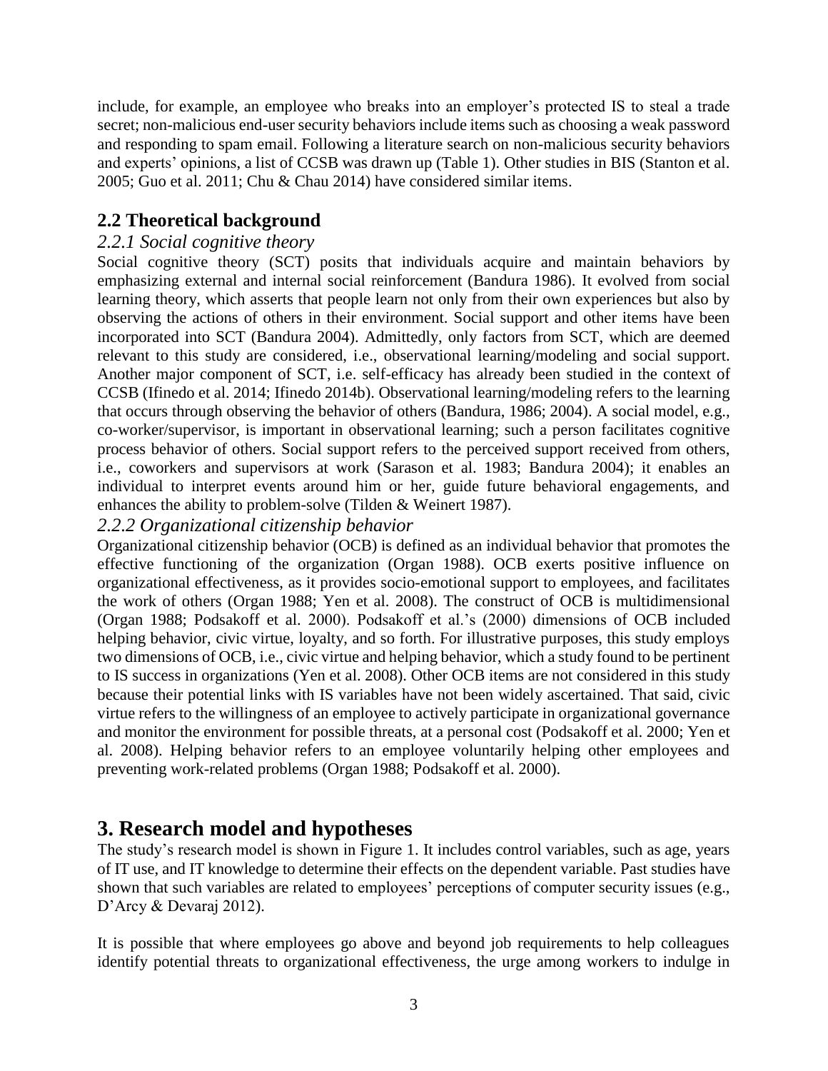include, for example, an employee who breaks into an employer's protected IS to steal a trade secret; non-malicious end-user security behaviors include items such as choosing a weak password and responding to spam email. Following a literature search on non-malicious security behaviors and experts' opinions, a list of CCSB was drawn up (Table 1). Other studies in BIS (Stanton et al. 2005; Guo et al. 2011; Chu & Chau 2014) have considered similar items.

## 2.2 Theoretical background

### *2.2.1 Social cognitive theory*

Social cognitive theory (SCT) posits that individuals acquire and maintain behaviors by emphasizing external and internal social reinforcement (Bandura 1986). It evolved from social learning theory, which asserts that people learn not only from their own experiences but also by observing the actions of others in their environment. Social support and other items have been incorporated into SCT (Bandura 2004). Admittedly, only factors from SCT, which are deemed relevant to this study are considered, i.e., observational learning/modeling and social support. Another major component of SCT, i.e. self-efficacy has already been studied in the context of CCSB (Ifinedo et al. 2014; Ifinedo 2014b). Observational learning/modeling refers to the learning that occurs through observing the behavior of others (Bandura, 1986; 2004). A social model, e.g., co-worker/supervisor, is important in observational learning; such a person facilitates cognitive process behavior of others. Social support refers to the perceived support received from others, i.e., coworkers and supervisors at work (Sarason et al. 1983; Bandura 2004); it enables an individual to interpret events around him or her, guide future behavioral engagements, and enhances the ability to problem-solve (Tilden & Weinert 1987).

### *2.2.2 Organizational citizenship behavior*

Organizational citizenship behavior (OCB) is defined as an individual behavior that promotes the effective functioning of the organization (Organ 1988). OCB exerts positive influence on organizational effectiveness, as it provides socio-emotional support to employees, and facilitates the work of others (Organ 1988; Yen et al. 2008). The construct of OCB is multidimensional (Organ 1988; Podsakoff et al. 2000). Podsakoff et al.'s (2000) dimensions of OCB included helping behavior, civic virtue, loyalty, and so forth. For illustrative purposes, this study employs two dimensions of OCB, i.e., civic virtue and helping behavior, which a study found to be pertinent to IS success in organizations (Yen et al. 2008). Other OCB items are not considered in this study because their potential links with IS variables have not been widely ascertained. That said, civic virtue refers to the willingness of an employee to actively participate in organizational governance and monitor the environment for possible threats, at a personal cost (Podsakoff et al. 2000; Yen et al. 2008). Helping behavior refers to an employee voluntarily helping other employees and preventing work-related problems (Organ 1988; Podsakoff et al. 2000).

# 3. Research model and hypotheses

The study's research model is shown in Figure 1. It includes control variables, such as age, years of IT use, and IT knowledge to determine their effects on the dependent variable. Past studies have shown that such variables are related to employees' perceptions of computer security issues (e.g., D'Arcy & Devaraj 2012).

It is possible that where employees go above and beyond job requirements to help colleagues identify potential threats to organizational effectiveness, the urge among workers to indulge in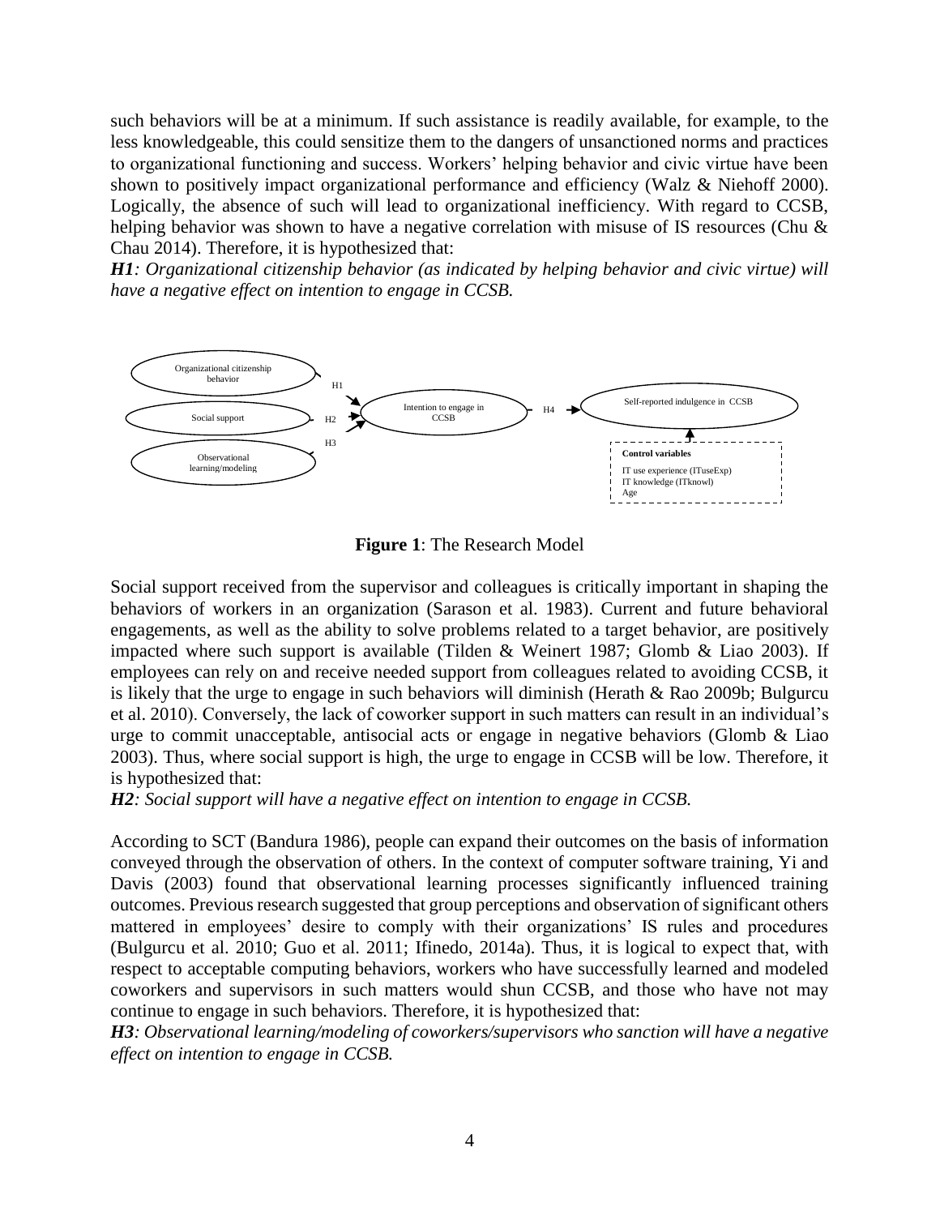such behaviors will be at a minimum. If such assistance is readily available, for example, to the less knowledgeable, this could sensitize them to the dangers of unsanctioned norms and practices to organizational functioning and success. Workers' helping behavior and civic virtue have been shown to positively impact organizational performance and efficiency (Walz & Niehoff 2000). Logically, the absence of such will lead to organizational inefficiency. With regard to CCSB, helping behavior was shown to have a negative correlation with misuse of IS resources (Chu & Chau 2014). Therefore, it is hypothesized that:

***H1**: Organizational citizenship behavior (as indicated by helping behavior and civic virtue) will have a negative effect on intention to engage in CCSB.*

**Figure 1**: The Research Model

Social support received from the supervisor and colleagues is critically important in shaping the behaviors of workers in an organization (Sarason et al. 1983). Current and future behavioral engagements, as well as the ability to solve problems related to a target behavior, are positively impacted where such support is available (Tilden & Weinert 1987; Glomb & Liao 2003). If employees can rely on and receive needed support from colleagues related to avoiding CCSB, it is likely that the urge to engage in such behaviors will diminish (Herath & Rao 2009b; Bulgurcu et al. 2010). Conversely, the lack of coworker support in such matters can result in an individual's urge to commit unacceptable, antisocial acts or engage in negative behaviors (Glomb & Liao 2003). Thus, where social support is high, the urge to engage in CCSB will be low. Therefore, it is hypothesized that:

***H2**: Social support will have a negative effect on intention to engage in CCSB.*

According to SCT (Bandura 1986), people can expand their outcomes on the basis of information conveyed through the observation of others. In the context of computer software training, Yi and Davis (2003) found that observational learning processes significantly influenced training outcomes. Previous research suggested that group perceptions and observation of significant others mattered in employees' desire to comply with their organizations' IS rules and procedures (Bulgurcu et al. 2010; Guo et al. 2011; Ifinedo, 2014a). Thus, it is logical to expect that, with respect to acceptable computing behaviors, workers who have successfully learned and modeled coworkers and supervisors in such matters would shun CCSB, and those who have not may continue to engage in such behaviors. Therefore, it is hypothesized that:

***H3**: Observational learning/modeling of coworkers/supervisors who sanction will have a negative effect on intention to engage in CCSB.*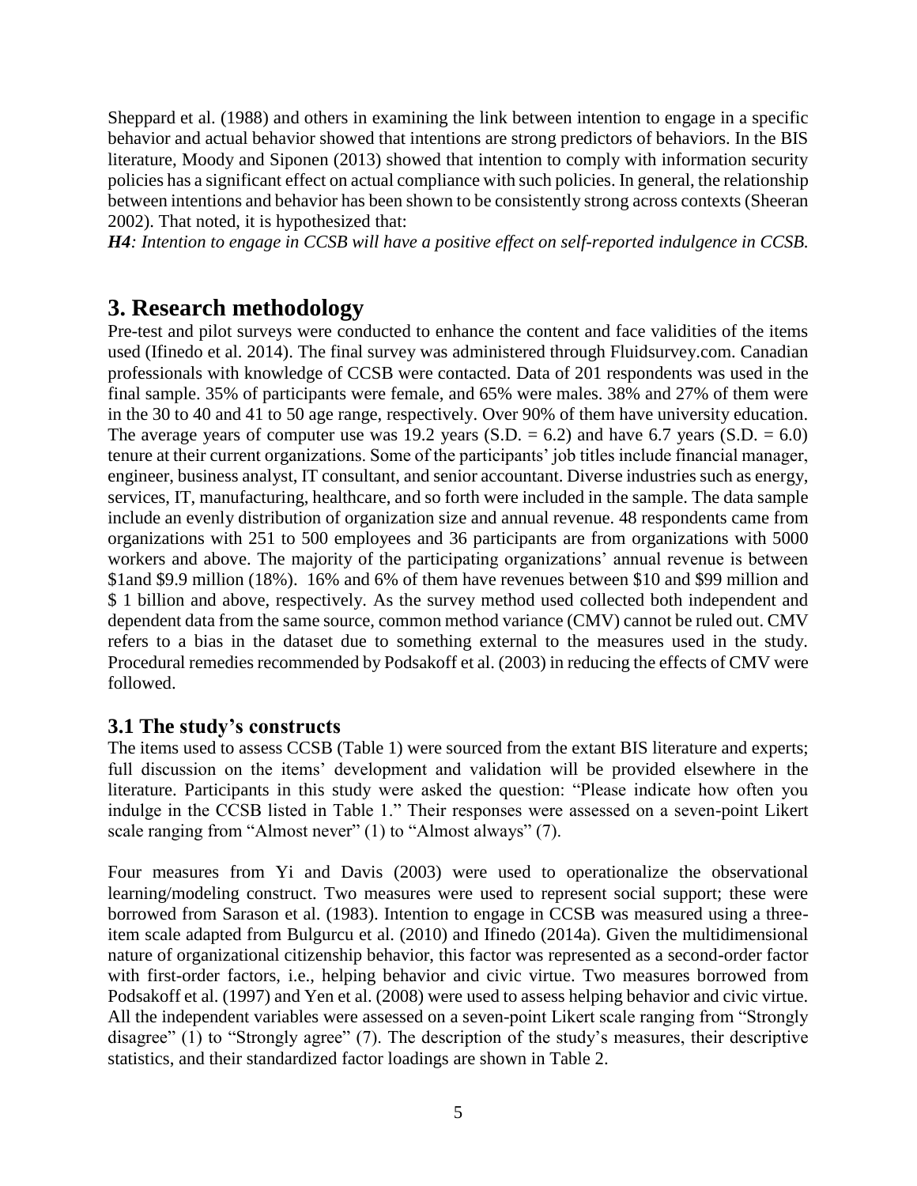Sheppard et al. (1988) and others in examining the link between intention to engage in a specific behavior and actual behavior showed that intentions are strong predictors of behaviors. In the BIS literature, Moody and Siponen (2013) showed that intention to comply with information security policies has a significant effect on actual compliance with such policies. In general, the relationship between intentions and behavior has been shown to be consistently strong across contexts (Sheeran 2002). That noted, it is hypothesized that:

***H4**: Intention to engage in CCSB will have a positive effect on self-reported indulgence in CCSB.*

# 3. Research methodology

Pre-test and pilot surveys were conducted to enhance the content and face validities of the items used (Ifinedo et al. 2014). The final survey was administered through Fluidsurvey.com. Canadian professionals with knowledge of CCSB were contacted. Data of 201 respondents was used in the final sample. 35% of participants were female, and 65% were males. 38% and 27% of them were in the 30 to 40 and 41 to 50 age range, respectively. Over 90% of them have university education. The average years of computer use was 19.2 years (S.D. = 6.2) and have 6.7 years (S.D. = 6.0) tenure at their current organizations. Some of the participants' job titles include financial manager, engineer, business analyst, IT consultant, and senior accountant. Diverse industries such as energy, services, IT, manufacturing, healthcare, and so forth were included in the sample. The data sample include an evenly distribution of organization size and annual revenue. 48 respondents came from organizations with 251 to 500 employees and 36 participants are from organizations with 5000 workers and above. The majority of the participating organizations' annual revenue is between $1and $9.9 million (18%). 16% and 6% of them have revenues between $10 and $99 million and $ 1 billion and above, respectively. As the survey method used collected both independent and dependent data from the same source, common method variance (CMV) cannot be ruled out. CMV refers to a bias in the dataset due to something external to the measures used in the study. Procedural remedies recommended by Podsakoff et al. (2003) in reducing the effects of CMV were followed.

## 3.1 The study's constructs

The items used to assess CCSB (Table 1) were sourced from the extant BIS literature and experts; full discussion on the items' development and validation will be provided elsewhere in the literature. Participants in this study were asked the question: "Please indicate how often you indulge in the CCSB listed in Table 1." Their responses were assessed on a seven-point Likert scale ranging from "Almost never" (1) to "Almost always" (7).

Four measures from Yi and Davis (2003) were used to operationalize the observational learning/modeling construct. Two measures were used to represent social support; these were borrowed from Sarason et al. (1983). Intention to engage in CCSB was measured using a three-item scale adapted from Bulgurcu et al. (2010) and Ifinedo (2014a). Given the multidimensional nature of organizational citizenship behavior, this factor was represented as a second-order factor with first-order factors, i.e., helping behavior and civic virtue. Two measures borrowed from Podsakoff et al. (1997) and Yen et al. (2008) were used to assess helping behavior and civic virtue. All the independent variables were assessed on a seven-point Likert scale ranging from "Strongly disagree" (1) to "Strongly agree" (7). The description of the study's measures, their descriptive statistics, and their standardized factor loadings are shown in Table 2.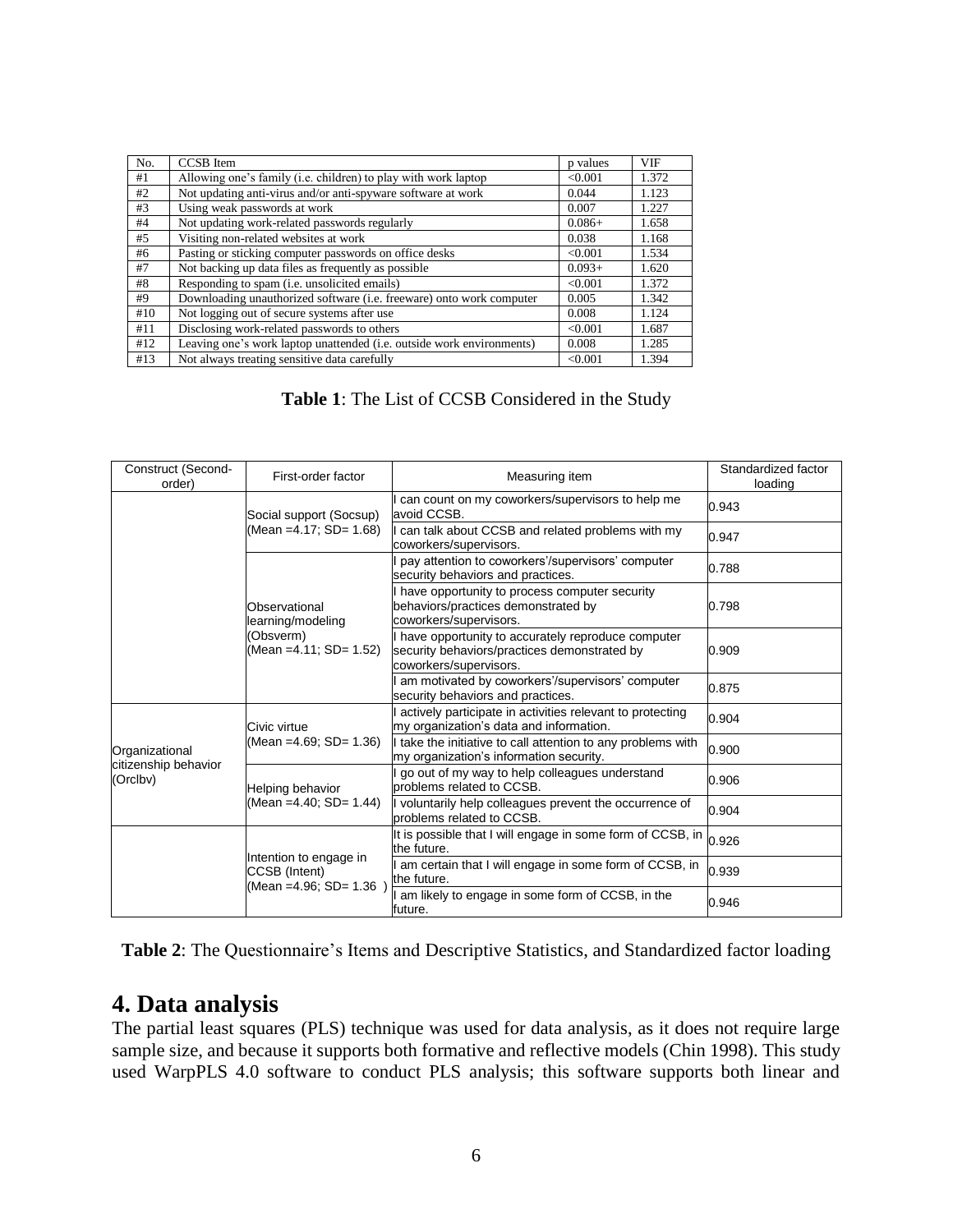| No. | CCSB Item | p values | VIF |
|---|---|---|---|
| #1 | Allowing one's family (i.e. children) to play with work laptop | <0.001 | 1.372 |
| #2 | Not updating anti-virus and/or anti-spyware software at work | 0.044 | 1.123 |
| #3 | Using weak passwords at work | 0.007 | 1.227 |
| #4 | Not updating work-related passwords regularly | 0.086+ | 1.658 |
| #5 | Visiting non-related websites at work | 0.038 | 1.168 |
| #6 | Pasting or sticking computer passwords on office desks | <0.001 | 1.534 |
| #7 | Not backing up data files as frequently as possible | 0.093+ | 1.620 |
| #8 | Responding to spam (i.e. unsolicited emails) | <0.001 | 1.372 |
| #9 | Downloading unauthorized software (i.e. freeware) onto work computer | 0.005 | 1.342 |
| #10 | Not logging out of secure systems after use | 0.008 | 1.124 |
| #11 | Disclosing work-related passwords to others | <0.001 | 1.687 |
| #12 | Leaving one's work laptop unattended (i.e. outside work environments) | 0.008 | 1.285 |
| #13 | Not always treating sensitive data carefully | <0.001 | 1.394 |

**Table 1**: The List of CCSB Considered in the Study

| Construct (Second-order) | First-order factor | Measuring item | Standardized factor loading |
|---|---|---|---|
| | Social support (Socsup) (Mean =4.17; SD= 1.68) | I can count on my coworkers/supervisors to help me avoid CCSB. | 0.943 |
| | | I can talk about CCSB and related problems with my coworkers/supervisors. | 0.947 |
| | Observational learning/modeling (Obsverm) (Mean =4.11; SD= 1.52) | I pay attention to coworkers'/supervisors' computer security behaviors and practices. | 0.788 |
| | | I have opportunity to process computer security behaviors/practices demonstrated by coworkers/supervisors. | 0.798 |
| | | I have opportunity to accurately reproduce computer security behaviors/practices demonstrated by coworkers/supervisors. | 0.909 |
| | | I am motivated by coworkers'/supervisors' computer security behaviors and practices. | 0.875 |
| Organizational citizenship behavior (Orclbv) | Civic virtue (Mean =4.69; SD= 1.36) | I actively participate in activities relevant to protecting my organization's data and information. | 0.904 |
| | | I take the initiative to call attention to any problems with my organization's information security. | 0.900 |
| | Helping behavior (Mean =4.40; SD= 1.44) | I go out of my way to help colleagues understand problems related to CCSB. | 0.906 |
| | | I voluntarily help colleagues prevent the occurrence of problems related to CCSB. | 0.904 |
| | Intention to engage in CCSB (Intent) (Mean =4.96; SD= 1.36 ) | It is possible that I will engage in some form of CCSB, in the future. | 0.926 |
| | | I am certain that I will engage in some form of CCSB, in the future. | 0.939 |
| | | I am likely to engage in some form of CCSB, in the future. | 0.946 |

**Table 2**: The Questionnaire's Items and Descriptive Statistics, and Standardized factor loading

# 4. Data analysis

The partial least squares (PLS) technique was used for data analysis, as it does not require large sample size, and because it supports both formative and reflective models (Chin 1998). This study used WarpPLS 4.0 software to conduct PLS analysis; this software supports both linear and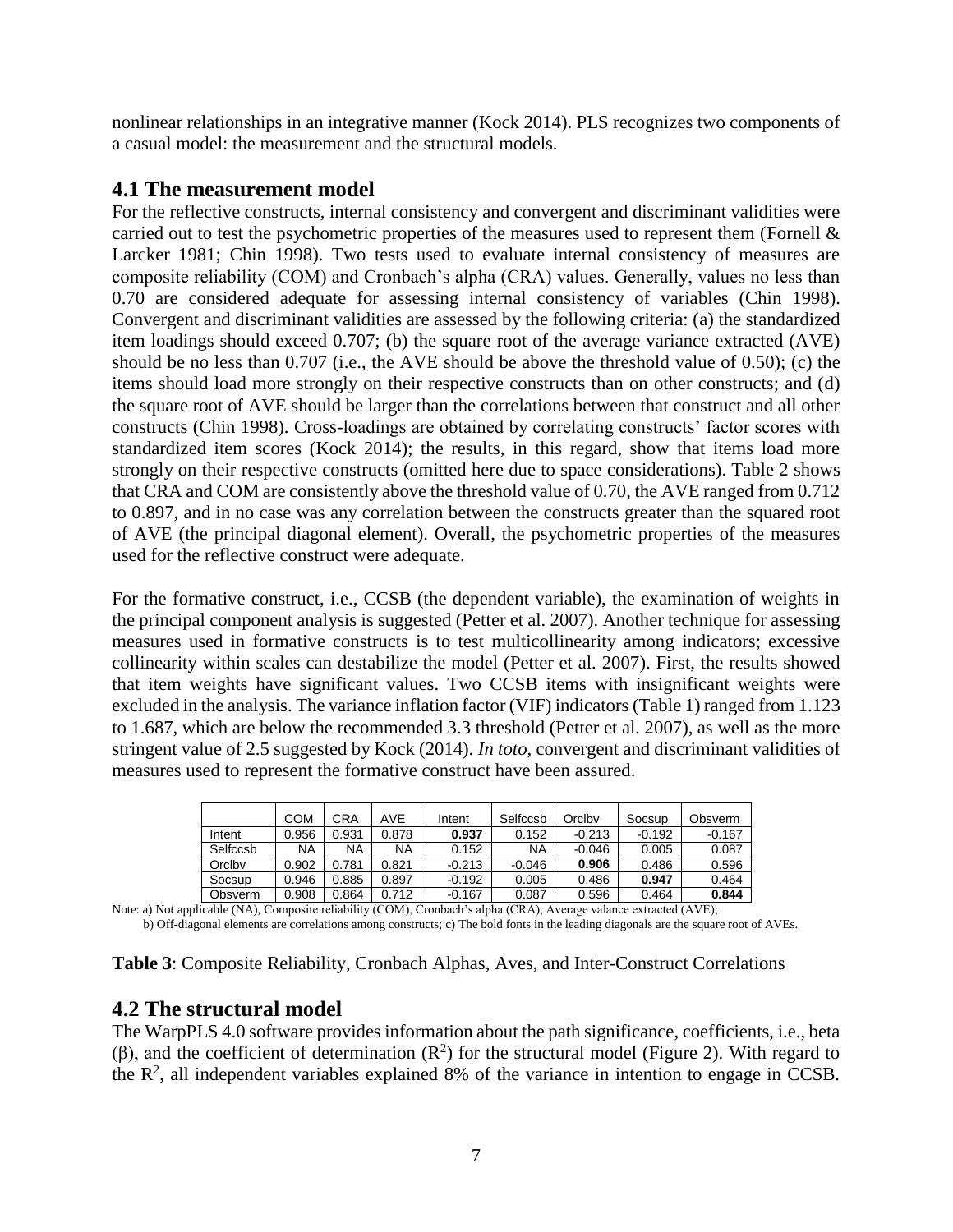nonlinear relationships in an integrative manner (Kock 2014). PLS recognizes two components of a casual model: the measurement and the structural models.

## 4.1 The measurement model

For the reflective constructs, internal consistency and convergent and discriminant validities were carried out to test the psychometric properties of the measures used to represent them (Fornell & Larcker 1981; Chin 1998). Two tests used to evaluate internal consistency of measures are composite reliability (COM) and Cronbach's alpha (CRA) values. Generally, values no less than 0.70 are considered adequate for assessing internal consistency of variables (Chin 1998). Convergent and discriminant validities are assessed by the following criteria: (a) the standardized item loadings should exceed 0.707; (b) the square root of the average variance extracted (AVE) should be no less than 0.707 (i.e., the AVE should be above the threshold value of 0.50); (c) the items should load more strongly on their respective constructs than on other constructs; and (d) the square root of AVE should be larger than the correlations between that construct and all other constructs (Chin 1998). Cross-loadings are obtained by correlating constructs' factor scores with standardized item scores (Kock 2014); the results, in this regard, show that items load more strongly on their respective constructs (omitted here due to space considerations). Table 2 shows that CRA and COM are consistently above the threshold value of 0.70, the AVE ranged from 0.712 to 0.897, and in no case was any correlation between the constructs greater than the squared root of AVE (the principal diagonal element). Overall, the psychometric properties of the measures used for the reflective construct were adequate.

For the formative construct, i.e., CCSB (the dependent variable), the examination of weights in the principal component analysis is suggested (Petter et al. 2007). Another technique for assessing measures used in formative constructs is to test multicollinearity among indicators; excessive collinearity within scales can destabilize the model (Petter et al. 2007). First, the results showed that item weights have significant values. Two CCSB items with insignificant weights were excluded in the analysis. The variance inflation factor (VIF) indicators (Table 1) ranged from 1.123 to 1.687, which are below the recommended 3.3 threshold (Petter et al. 2007), as well as the more stringent value of 2.5 suggested by Kock (2014). *In toto*, convergent and discriminant validities of measures used to represent the formative construct have been assured.

| | COM | CRA | AVE | Intent | Selfccsb | Orclbv | Socsup | Obsverm |
|---|---|---|---|---|---|---|---|---|
| Intent | 0.956 | 0.931 | 0.878 | **0.937** | 0.152 | -0.213 | -0.192 | -0.167 |
| Selfccsb | NA | NA | NA | 0.152 | NA | -0.046 | 0.005 | 0.087 |
| Orclbv | 0.902 | 0.781 | 0.821 | -0.213 | -0.046 | **0.906** | 0.486 | 0.596 |
| Socsup | 0.946 | 0.885 | 0.897 | -0.192 | 0.005 | 0.486 | **0.947** | 0.464 |
| Obsverm | 0.908 | 0.864 | 0.712 | -0.167 | 0.087 | 0.596 | 0.464 | **0.844** |

Note: a) Not applicable (NA), Composite reliability (COM), Cronbach's alpha (CRA), Average valance extracted (AVE);
b) Off-diagonal elements are correlations among constructs; c) The bold fonts in the leading diagonals are the square root of AVEs.

**Table 3**: Composite Reliability, Cronbach Alphas, Aves, and Inter-Construct Correlations

## 4.2 The structural model

The WarpPLS 4.0 software provides information about the path significance, coefficients, i.e., beta (β), and the coefficient of determination ($R^2$) for the structural model (Figure 2). With regard to the $R^2$, all independent variables explained 8% of the variance in intention to engage in CCSB.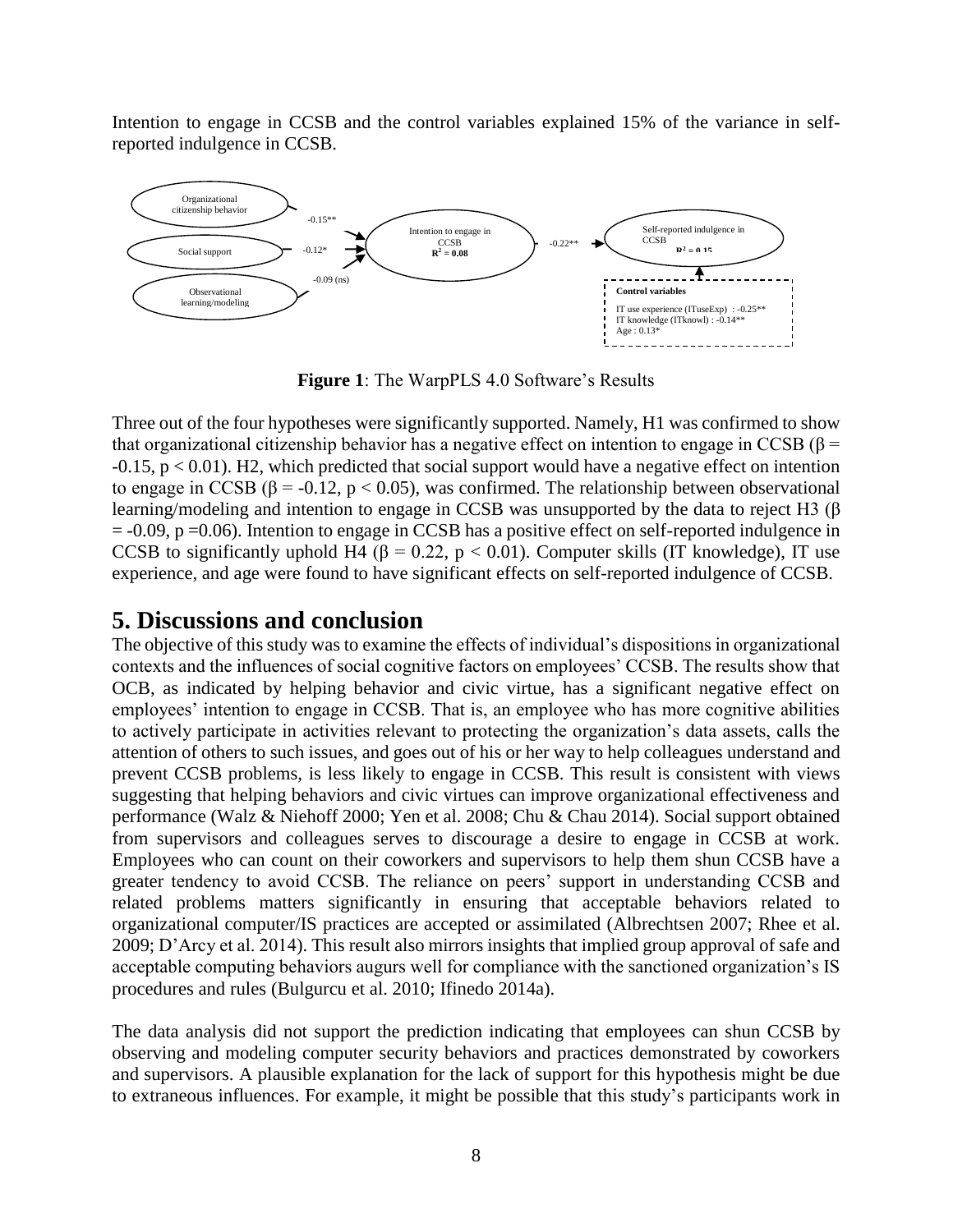Intention to engage in CCSB and the control variables explained 15% of the variance in self-reported indulgence in CCSB.

**Figure 1**: The WarpPLS 4.0 Software's Results

Three out of the four hypotheses were significantly supported. Namely, H1 was confirmed to show that organizational citizenship behavior has a negative effect on intention to engage in CCSB ($\beta = -0.15$, $p < 0.01$). H2, which predicted that social support would have a negative effect on intention to engage in CCSB ($\beta = -0.12$, $p < 0.05$), was confirmed. The relationship between observational learning/modeling and intention to engage in CCSB was unsupported by the data to reject H3 ($\beta = -0.09$, $p = 0.06$). Intention to engage in CCSB has a positive effect on self-reported indulgence in CCSB to significantly uphold H4 ($\beta = 0.22$, $p < 0.01$). Computer skills (IT knowledge), IT use experience, and age were found to have significant effects on self-reported indulgence of CCSB.

## 5. Discussions and conclusion

The objective of this study was to examine the effects of individual's dispositions in organizational contexts and the influences of social cognitive factors on employees' CCSB. The results show that OCB, as indicated by helping behavior and civic virtue, has a significant negative effect on employees' intention to engage in CCSB. That is, an employee who has more cognitive abilities to actively participate in activities relevant to protecting the organization's data assets, calls the attention of others to such issues, and goes out of his or her way to help colleagues understand and prevent CCSB problems, is less likely to engage in CCSB. This result is consistent with views suggesting that helping behaviors and civic virtues can improve organizational effectiveness and performance (Walz & Niehoff 2000; Yen et al. 2008; Chu & Chau 2014). Social support obtained from supervisors and colleagues serves to discourage a desire to engage in CCSB at work. Employees who can count on their coworkers and supervisors to help them shun CCSB have a greater tendency to avoid CCSB. The reliance on peers' support in understanding CCSB and related problems matters significantly in ensuring that acceptable behaviors related to organizational computer/IS practices are accepted or assimilated (Albrechtsen 2007; Rhee et al. 2009; D'Arcy et al. 2014). This result also mirrors insights that implied group approval of safe and acceptable computing behaviors augurs well for compliance with the sanctioned organization's IS procedures and rules (Bulgurcu et al. 2010; Ifinedo 2014a).

The data analysis did not support the prediction indicating that employees can shun CCSB by observing and modeling computer security behaviors and practices demonstrated by coworkers and supervisors. A plausible explanation for the lack of support for this hypothesis might be due to extraneous influences. For example, it might be possible that this study's participants work in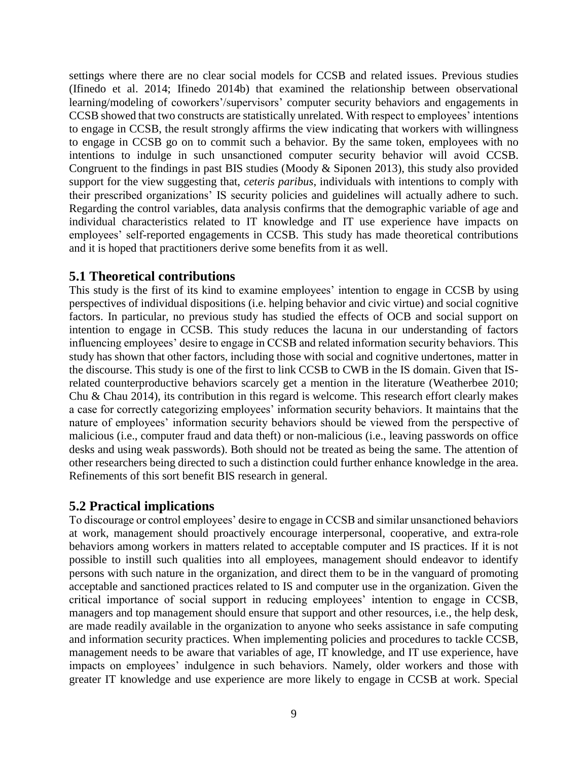settings where there are no clear social models for CCSB and related issues. Previous studies (Ifinedo et al. 2014; Ifinedo 2014b) that examined the relationship between observational learning/modeling of coworkers'/supervisors' computer security behaviors and engagements in CCSB showed that two constructs are statistically unrelated. With respect to employees' intentions to engage in CCSB, the result strongly affirms the view indicating that workers with willingness to engage in CCSB go on to commit such a behavior. By the same token, employees with no intentions to indulge in such unsanctioned computer security behavior will avoid CCSB. Congruent to the findings in past BIS studies (Moody & Siponen 2013), this study also provided support for the view suggesting that, *ceteris paribus*, individuals with intentions to comply with their prescribed organizations' IS security policies and guidelines will actually adhere to such. Regarding the control variables, data analysis confirms that the demographic variable of age and individual characteristics related to IT knowledge and IT use experience have impacts on employees' self-reported engagements in CCSB. This study has made theoretical contributions and it is hoped that practitioners derive some benefits from it as well.

## 5.1 Theoretical contributions

This study is the first of its kind to examine employees' intention to engage in CCSB by using perspectives of individual dispositions (i.e. helping behavior and civic virtue) and social cognitive factors. In particular, no previous study has studied the effects of OCB and social support on intention to engage in CCSB. This study reduces the lacuna in our understanding of factors influencing employees' desire to engage in CCSB and related information security behaviors. This study has shown that other factors, including those with social and cognitive undertones, matter in the discourse. This study is one of the first to link CCSB to CWB in the IS domain. Given that IS-related counterproductive behaviors scarcely get a mention in the literature (Weatherbee 2010; Chu & Chau 2014), its contribution in this regard is welcome. This research effort clearly makes a case for correctly categorizing employees' information security behaviors. It maintains that the nature of employees' information security behaviors should be viewed from the perspective of malicious (i.e., computer fraud and data theft) or non-malicious (i.e., leaving passwords on office desks and using weak passwords). Both should not be treated as being the same. The attention of other researchers being directed to such a distinction could further enhance knowledge in the area. Refinements of this sort benefit BIS research in general.

## 5.2 Practical implications

To discourage or control employees' desire to engage in CCSB and similar unsanctioned behaviors at work, management should proactively encourage interpersonal, cooperative, and extra-role behaviors among workers in matters related to acceptable computer and IS practices. If it is not possible to instill such qualities into all employees, management should endeavor to identify persons with such nature in the organization, and direct them to be in the vanguard of promoting acceptable and sanctioned practices related to IS and computer use in the organization. Given the critical importance of social support in reducing employees' intention to engage in CCSB, managers and top management should ensure that support and other resources, i.e., the help desk, are made readily available in the organization to anyone who seeks assistance in safe computing and information security practices. When implementing policies and procedures to tackle CCSB, management needs to be aware that variables of age, IT knowledge, and IT use experience, have impacts on employees' indulgence in such behaviors. Namely, older workers and those with greater IT knowledge and use experience are more likely to engage in CCSB at work. Special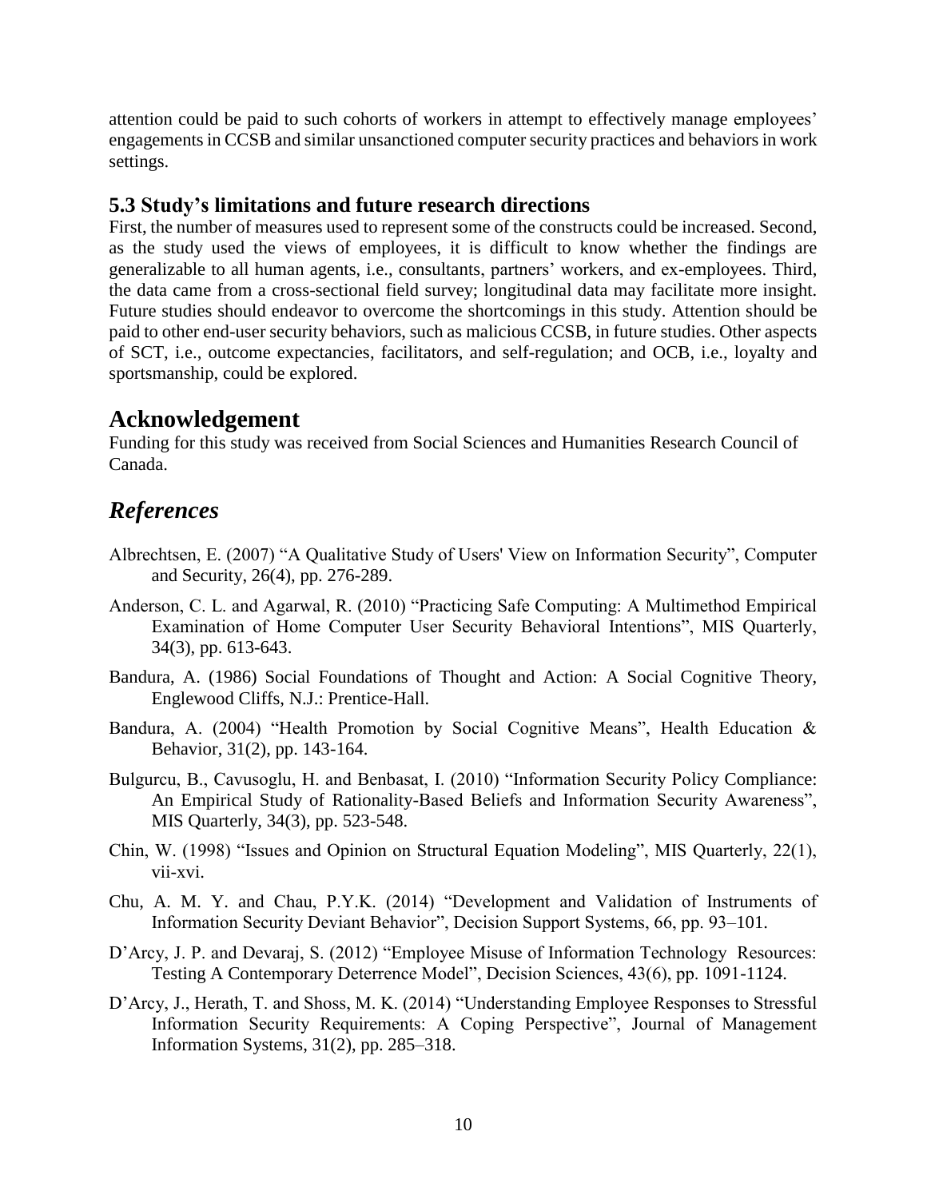attention could be paid to such cohorts of workers in attempt to effectively manage employees' engagements in CCSB and similar unsanctioned computer security practices and behaviors in work settings.

### 5.3 Study's limitations and future research directions

First, the number of measures used to represent some of the constructs could be increased. Second, as the study used the views of employees, it is difficult to know whether the findings are generalizable to all human agents, i.e., consultants, partners' workers, and ex-employees. Third, the data came from a cross-sectional field survey; longitudinal data may facilitate more insight. Future studies should endeavor to overcome the shortcomings in this study. Attention should be paid to other end-user security behaviors, such as malicious CCSB, in future studies. Other aspects of SCT, i.e., outcome expectancies, facilitators, and self-regulation; and OCB, i.e., loyalty and sportsmanship, could be explored.

## Acknowledgement

Funding for this study was received from Social Sciences and Humanities Research Council of Canada.

## *References*

Albrechtsen, E. (2007) "A Qualitative Study of Users' View on Information Security", Computer and Security, 26(4), pp. 276-289.

Anderson, C. L. and Agarwal, R. (2010) "Practicing Safe Computing: A Multimethod Empirical Examination of Home Computer User Security Behavioral Intentions", MIS Quarterly, 34(3), pp. 613-643.

Bandura, A. (1986) Social Foundations of Thought and Action: A Social Cognitive Theory, Englewood Cliffs, N.J.: Prentice-Hall.

Bandura, A. (2004) "Health Promotion by Social Cognitive Means", Health Education & Behavior, 31(2), pp. 143-164.

Bulgurcu, B., Cavusoglu, H. and Benbasat, I. (2010) "Information Security Policy Compliance: An Empirical Study of Rationality-Based Beliefs and Information Security Awareness", MIS Quarterly, 34(3), pp. 523-548.

Chin, W. (1998) "Issues and Opinion on Structural Equation Modeling", MIS Quarterly, 22(1), vii-xvi.

Chu, A. M. Y. and Chau, P.Y.K. (2014) "Development and Validation of Instruments of Information Security Deviant Behavior", Decision Support Systems, 66, pp. 93–101.

D'Arcy, J. P. and Devaraj, S. (2012) "Employee Misuse of Information Technology Resources: Testing A Contemporary Deterrence Model", Decision Sciences, 43(6), pp. 1091-1124.

D'Arcy, J., Herath, T. and Shoss, M. K. (2014) "Understanding Employee Responses to Stressful Information Security Requirements: A Coping Perspective", Journal of Management Information Systems, 31(2), pp. 285–318.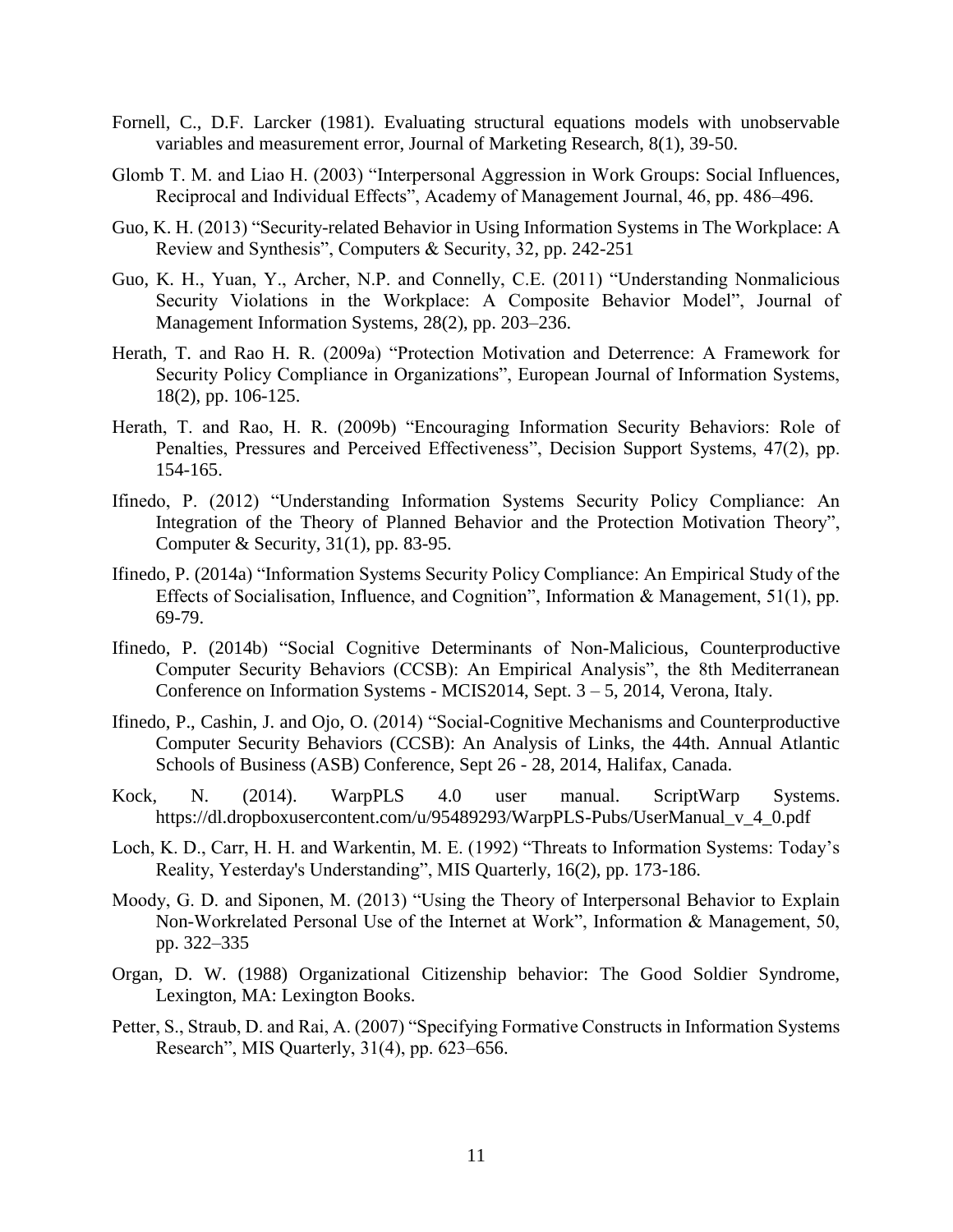Fornell, C., D.F. Larcker (1981). Evaluating structural equations models with unobservable variables and measurement error, Journal of Marketing Research, 8(1), 39-50.

Glomb T. M. and Liao H. (2003) "Interpersonal Aggression in Work Groups: Social Influences, Reciprocal and Individual Effects", Academy of Management Journal, 46, pp. 486–496.

Guo, K. H. (2013) "Security-related Behavior in Using Information Systems in The Workplace: A Review and Synthesis", Computers & Security, 32, pp. 242-251

Guo, K. H., Yuan, Y., Archer, N.P. and Connelly, C.E. (2011) "Understanding Nonmalicious Security Violations in the Workplace: A Composite Behavior Model", Journal of Management Information Systems, 28(2), pp. 203–236.

Herath, T. and Rao H. R. (2009a) "Protection Motivation and Deterrence: A Framework for Security Policy Compliance in Organizations", European Journal of Information Systems, 18(2), pp. 106-125.

Herath, T. and Rao, H. R. (2009b) "Encouraging Information Security Behaviors: Role of Penalties, Pressures and Perceived Effectiveness", Decision Support Systems, 47(2), pp. 154-165.

Ifinedo, P. (2012) "Understanding Information Systems Security Policy Compliance: An Integration of the Theory of Planned Behavior and the Protection Motivation Theory", Computer & Security, 31(1), pp. 83-95.

Ifinedo, P. (2014a) "Information Systems Security Policy Compliance: An Empirical Study of the Effects of Socialisation, Influence, and Cognition", Information & Management, 51(1), pp. 69-79.

Ifinedo, P. (2014b) "Social Cognitive Determinants of Non-Malicious, Counterproductive Computer Security Behaviors (CCSB): An Empirical Analysis", the 8th Mediterranean Conference on Information Systems - MCIS2014, Sept. 3 – 5, 2014, Verona, Italy.

Ifinedo, P., Cashin, J. and Ojo, O. (2014) "Social-Cognitive Mechanisms and Counterproductive Computer Security Behaviors (CCSB): An Analysis of Links, the 44th. Annual Atlantic Schools of Business (ASB) Conference, Sept 26 - 28, 2014, Halifax, Canada.

Kock, N. (2014). WarpPLS 4.0 user manual. ScriptWarp Systems. https://dl.dropboxusercontent.com/u/95489293/WarpPLS-Pubs/UserManual_v_4_0.pdf

Loch, K. D., Carr, H. H. and Warkentin, M. E. (1992) "Threats to Information Systems: Today's Reality, Yesterday's Understanding", MIS Quarterly, 16(2), pp. 173-186.

Moody, G. D. and Siponen, M. (2013) "Using the Theory of Interpersonal Behavior to Explain Non-Workrelated Personal Use of the Internet at Work", Information & Management, 50, pp. 322–335

Organ, D. W. (1988) Organizational Citizenship behavior: The Good Soldier Syndrome, Lexington, MA: Lexington Books.

Petter, S., Straub, D. and Rai, A. (2007) "Specifying Formative Constructs in Information Systems Research", MIS Quarterly, 31(4), pp. 623–656.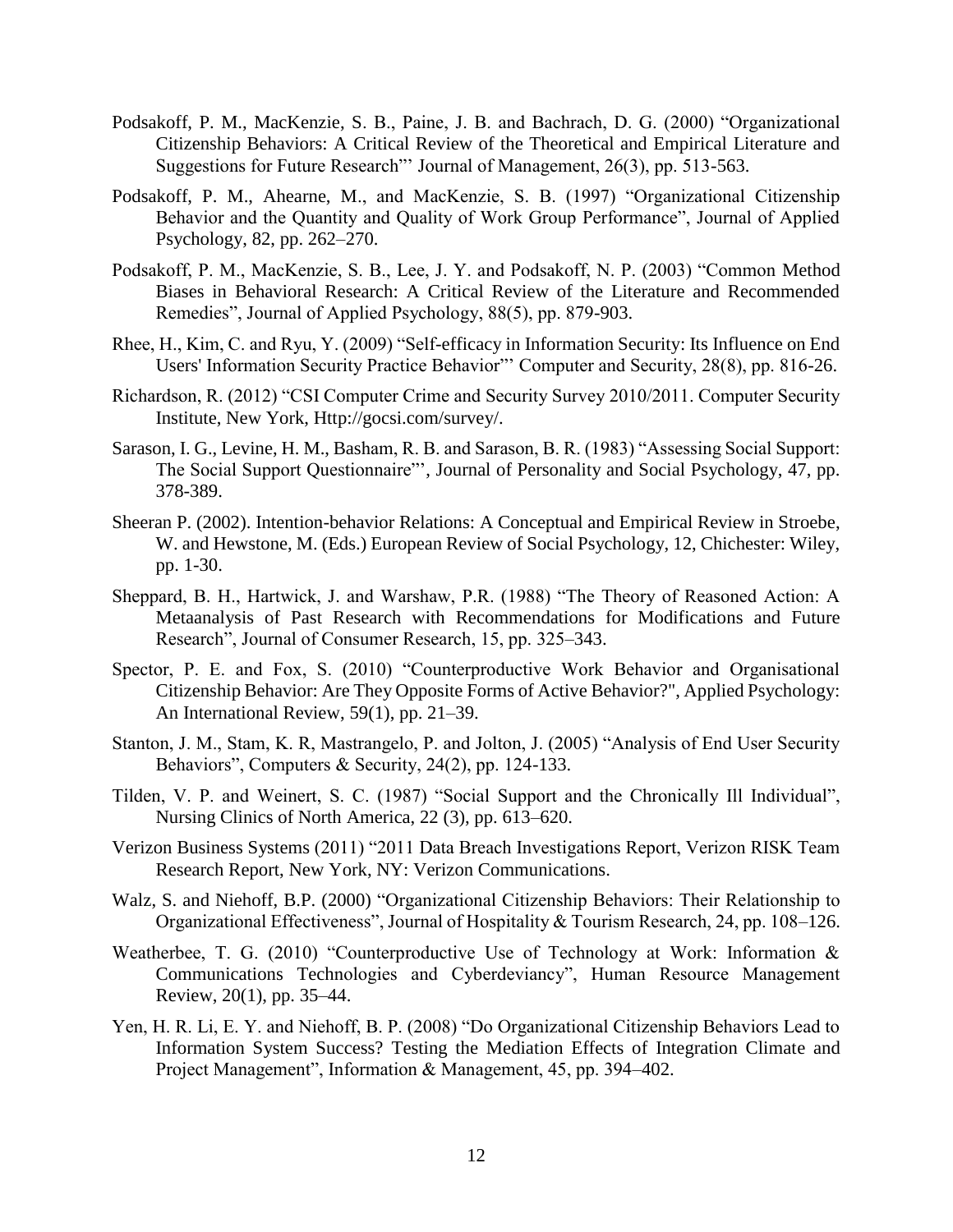Podsakoff, P. M., MacKenzie, S. B., Paine, J. B. and Bachrach, D. G. (2000) "Organizational Citizenship Behaviors: A Critical Review of the Theoretical and Empirical Literature and Suggestions for Future Research"' Journal of Management, 26(3), pp. 513-563.

Podsakoff, P. M., Ahearne, M., and MacKenzie, S. B. (1997) "Organizational Citizenship Behavior and the Quantity and Quality of Work Group Performance", Journal of Applied Psychology, 82, pp. 262–270.

Podsakoff, P. M., MacKenzie, S. B., Lee, J. Y. and Podsakoff, N. P. (2003) "Common Method Biases in Behavioral Research: A Critical Review of the Literature and Recommended Remedies", Journal of Applied Psychology, 88(5), pp. 879-903.

Rhee, H., Kim, C. and Ryu, Y. (2009) "Self-efficacy in Information Security: Its Influence on End Users' Information Security Practice Behavior"' Computer and Security, 28(8), pp. 816-26.

Richardson, R. (2012) "CSI Computer Crime and Security Survey 2010/2011. Computer Security Institute, New York, Http://gocsi.com/survey/.

Sarason, I. G., Levine, H. M., Basham, R. B. and Sarason, B. R. (1983) "Assessing Social Support: The Social Support Questionnaire"', Journal of Personality and Social Psychology, 47, pp. 378-389.

Sheeran P. (2002). Intention-behavior Relations: A Conceptual and Empirical Review in Stroebe, W. and Hewstone, M. (Eds.) European Review of Social Psychology, 12, Chichester: Wiley, pp. 1-30.

Sheppard, B. H., Hartwick, J. and Warshaw, P.R. (1988) "The Theory of Reasoned Action: A Metaanalysis of Past Research with Recommendations for Modifications and Future Research", Journal of Consumer Research, 15, pp. 325–343.

Spector, P. E. and Fox, S. (2010) "Counterproductive Work Behavior and Organisational Citizenship Behavior: Are They Opposite Forms of Active Behavior?", Applied Psychology: An International Review, 59(1), pp. 21–39.

Stanton, J. M., Stam, K. R, Mastrangelo, P. and Jolton, J. (2005) "Analysis of End User Security Behaviors", Computers & Security, 24(2), pp. 124-133.

Tilden, V. P. and Weinert, S. C. (1987) "Social Support and the Chronically Ill Individual", Nursing Clinics of North America, 22 (3), pp. 613–620.

Verizon Business Systems (2011) "2011 Data Breach Investigations Report, Verizon RISK Team Research Report, New York, NY: Verizon Communications.

Walz, S. and Niehoff, B.P. (2000) "Organizational Citizenship Behaviors: Their Relationship to Organizational Effectiveness", Journal of Hospitality & Tourism Research, 24, pp. 108–126.

Weatherbee, T. G. (2010) "Counterproductive Use of Technology at Work: Information & Communications Technologies and Cyberdeviancy", Human Resource Management Review, 20(1), pp. 35–44.

Yen, H. R. Li, E. Y. and Niehoff, B. P. (2008) "Do Organizational Citizenship Behaviors Lead to Information System Success? Testing the Mediation Effects of Integration Climate and Project Management", Information & Management, 45, pp. 394–402.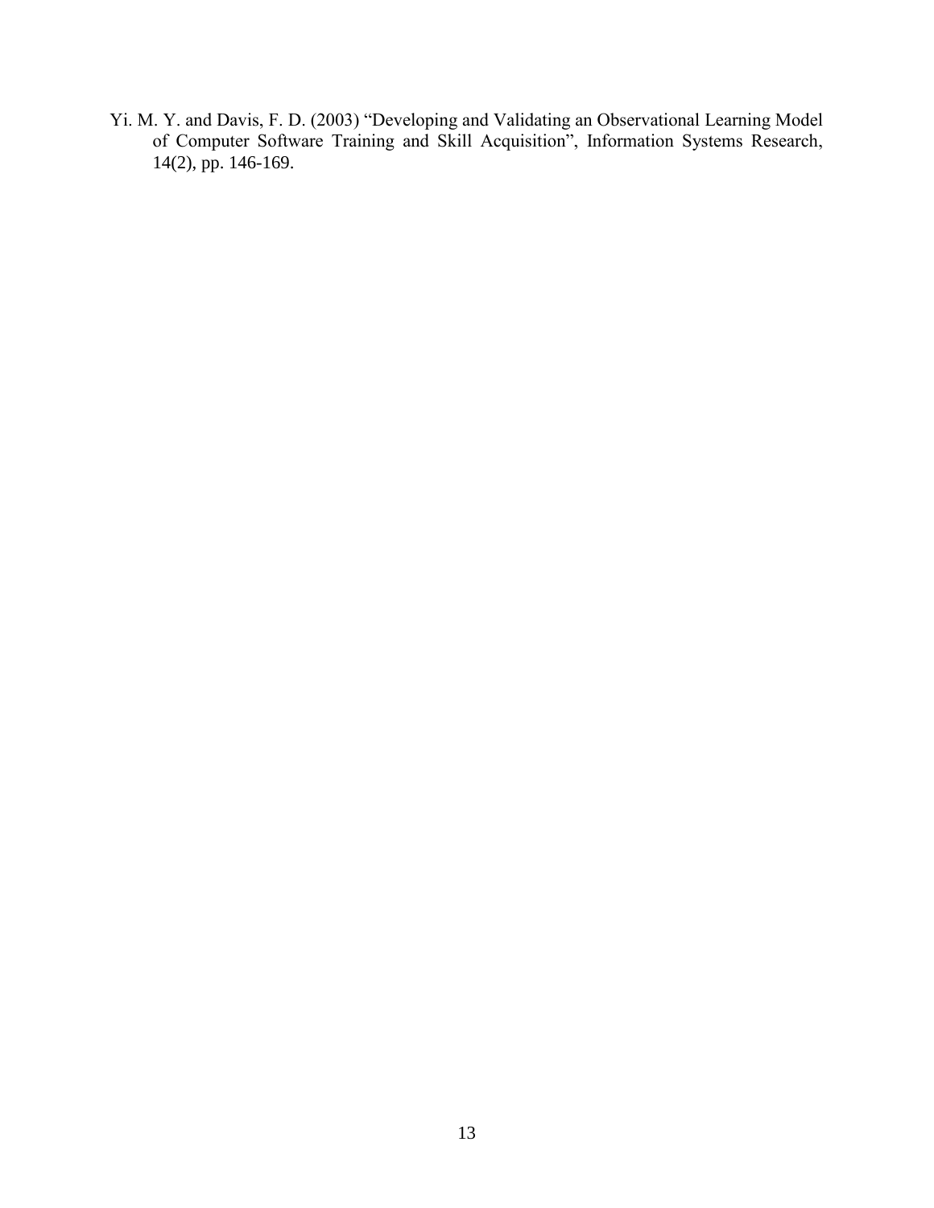Yi. M. Y. and Davis, F. D. (2003) "Developing and Validating an Observational Learning Model of Computer Software Training and Skill Acquisition", Information Systems Research, 14(2), pp. 146-169.